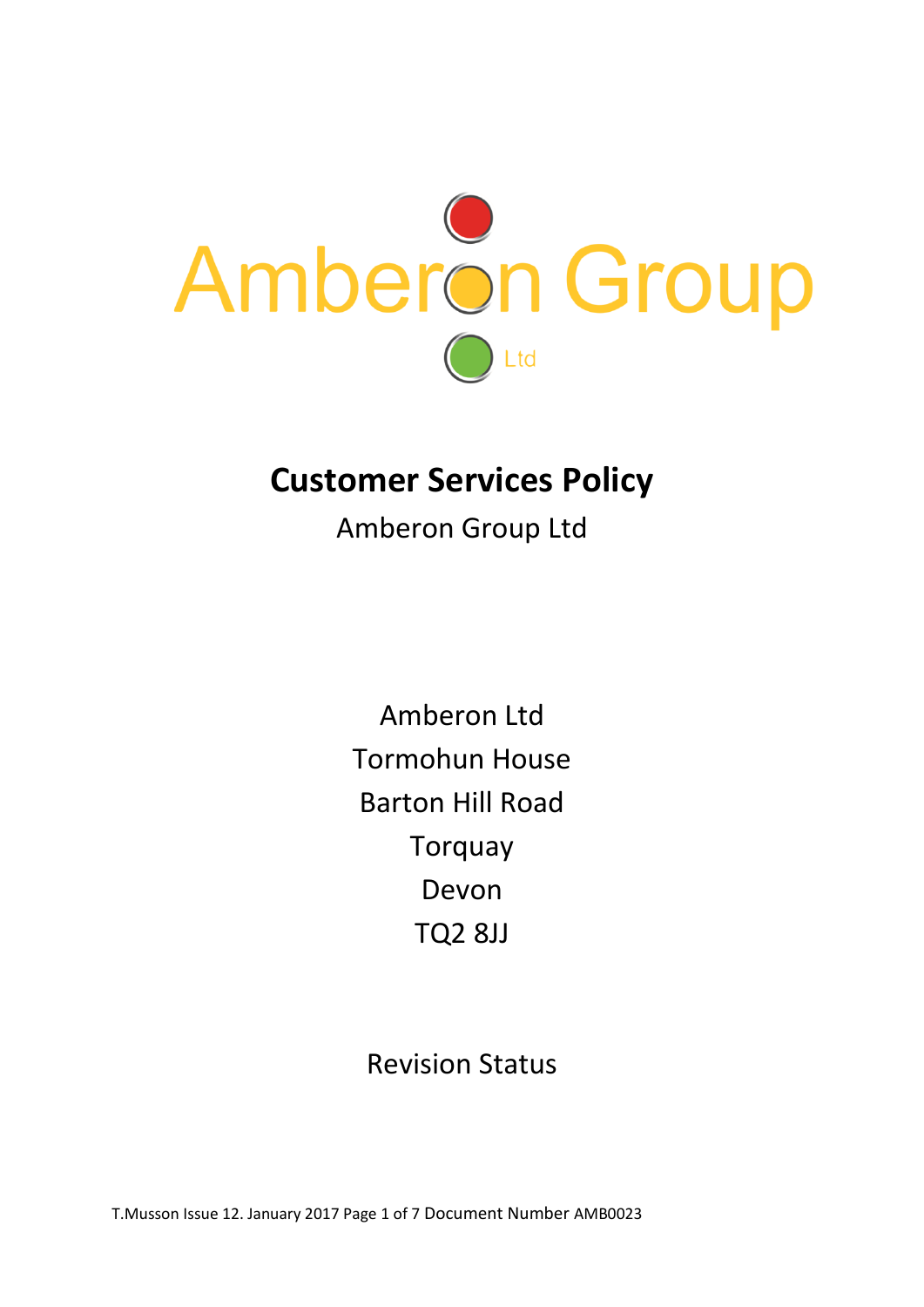Amberon Group
Ltd

# Customer Services Policy

Amberon Group Ltd

Amberon Ltd
Tormohun House
Barton Hill Road
Torquay
Devon
TQ2 8JJ

Revision Status

T.Musson Issue 12. January 2017 Document Number AMB0023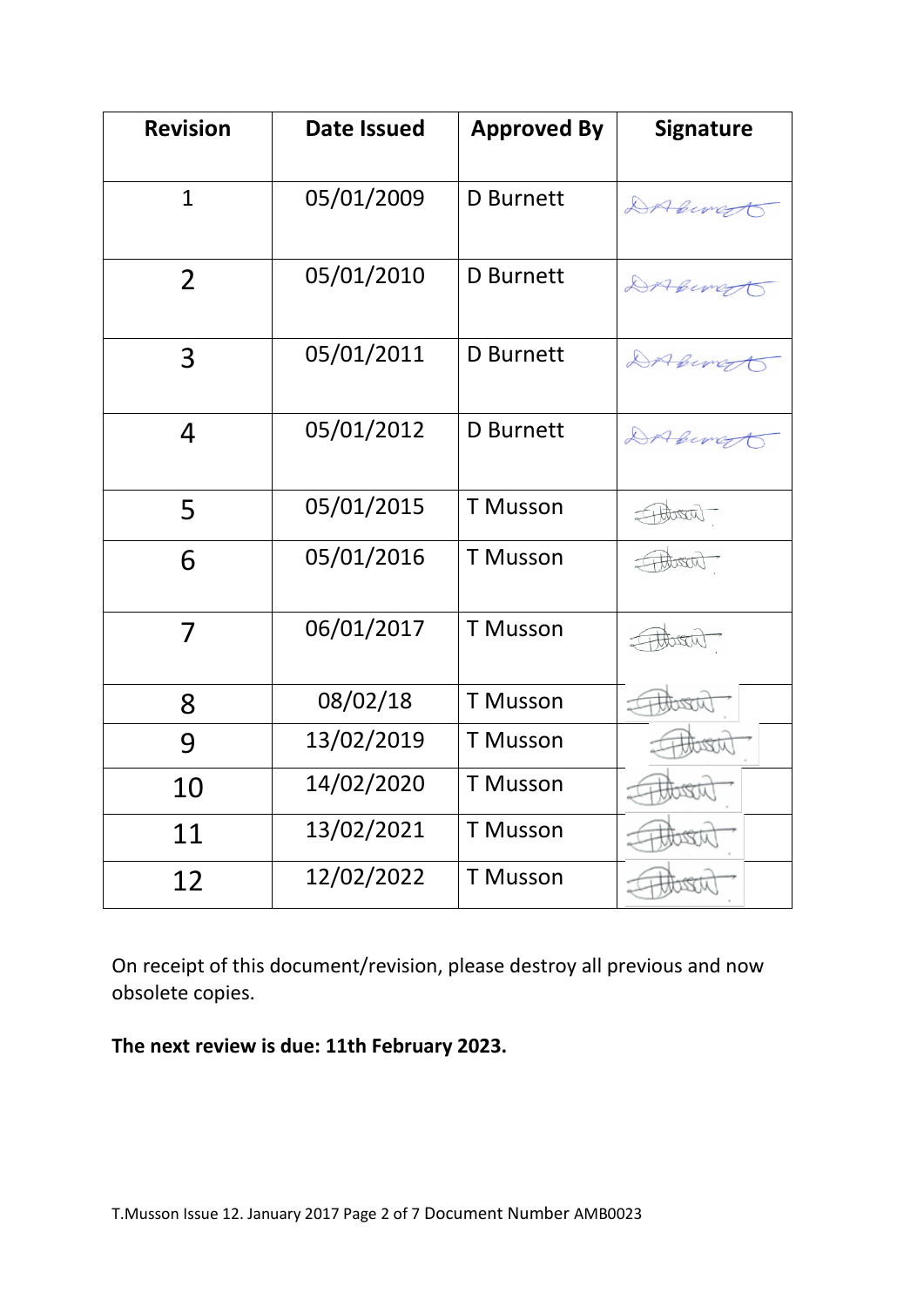| Revision | Date Issued | Approved By | Signature |
|---|---|---|---|
| 1 | 05/01/2009 | D Burnett | |
| 2 | 05/01/2010 | D Burnett | |
| 3 | 05/01/2011 | D Burnett | |
| 4 | 05/01/2012 | D Burnett | |
| 5 | 05/01/2015 | T Musson | |
| 6 | 05/01/2016 | T Musson | |
| 7 | 06/01/2017 | T Musson | |
| 8 | 08/02/18 | T Musson | |
| 9 | 13/02/2019 | T Musson | |
| 10 | 14/02/2020 | T Musson | |
| 11 | 13/02/2021 | T Musson | |
| 12 | 12/02/2022 | T Musson | |

On receipt of this document/revision, please destroy all previous and now obsolete copies.

**The next review is due: 11th February 2023.**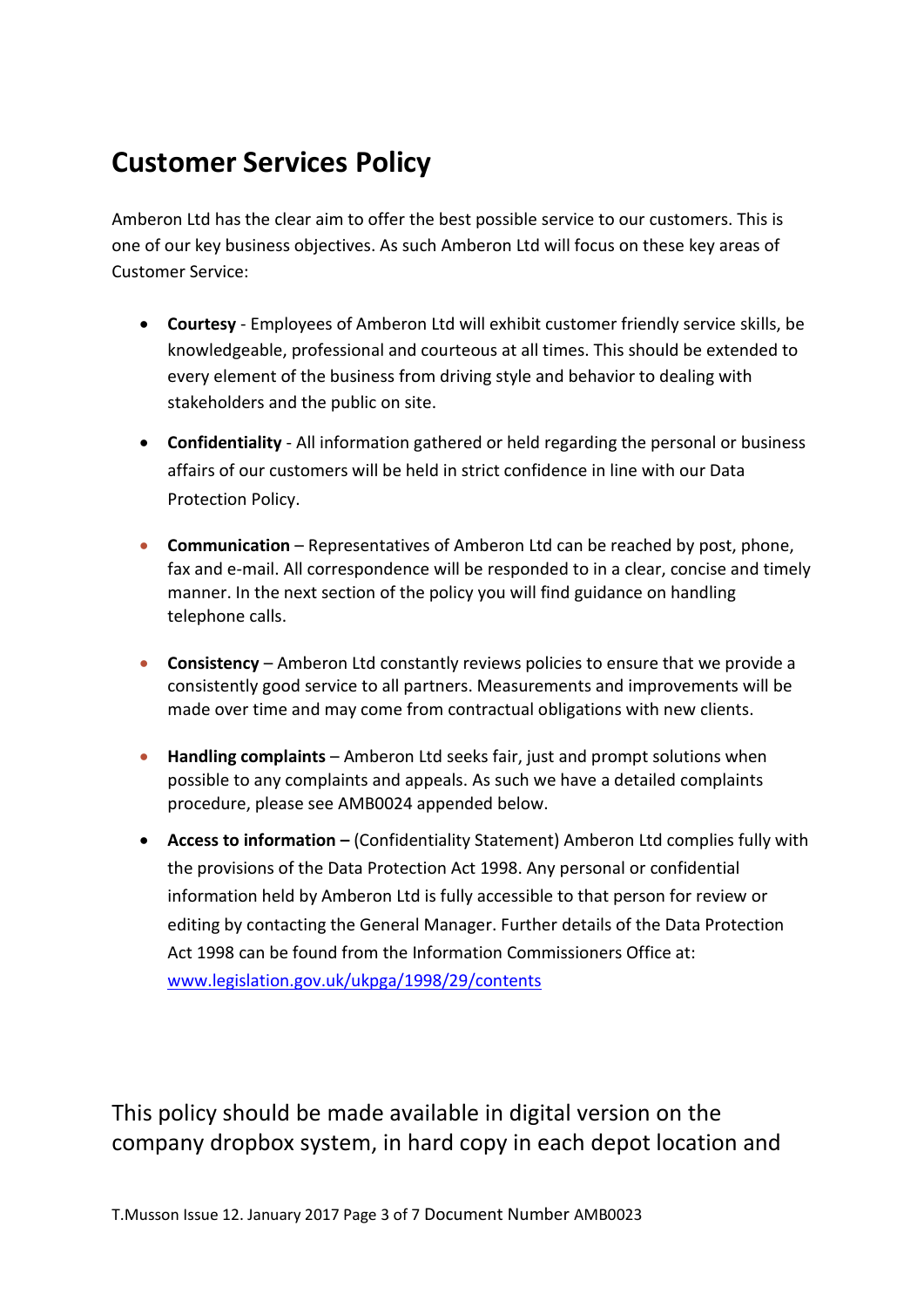# Customer Services Policy

Amberon Ltd has the clear aim to offer the best possible service to our customers. This is one of our key business objectives. As such Amberon Ltd will focus on these key areas of Customer Service:

- **Courtesy** - Employees of Amberon Ltd will exhibit customer friendly service skills, be knowledgeable, professional and courteous at all times. This should be extended to every element of the business from driving style and behavior to dealing with stakeholders and the public on site.

- **Confidentiality** - All information gathered or held regarding the personal or business affairs of our customers will be held in strict confidence in line with our Data Protection Policy.

- **Communication** – Representatives of Amberon Ltd can be reached by post, phone, fax and e-mail. All correspondence will be responded to in a clear, concise and timely manner. In the next section of the policy you will find guidance on handling telephone calls.

- **Consistency** – Amberon Ltd constantly reviews policies to ensure that we provide a consistently good service to all partners. Measurements and improvements will be made over time and may come from contractual obligations with new clients.

- **Handling complaints** – Amberon Ltd seeks fair, just and prompt solutions when possible to any complaints and appeals. As such we have a detailed complaints procedure, please see AMB0024 appended below.

- **Access to information –** (Confidentiality Statement) Amberon Ltd complies fully with the provisions of the Data Protection Act 1998. Any personal or confidential information held by Amberon Ltd is fully accessible to that person for review or editing by contacting the General Manager. Further details of the Data Protection Act 1998 can be found from the Information Commissioners Office at: [www.legislation.gov.uk/ukpga/1998/29/contents](www.legislation.gov.uk/ukpga/1998/29/contents)

This policy should be made available in digital version on the company dropbox system, in hard copy in each depot location and

T.Musson Issue 12. January 2017 Document Number AMB0023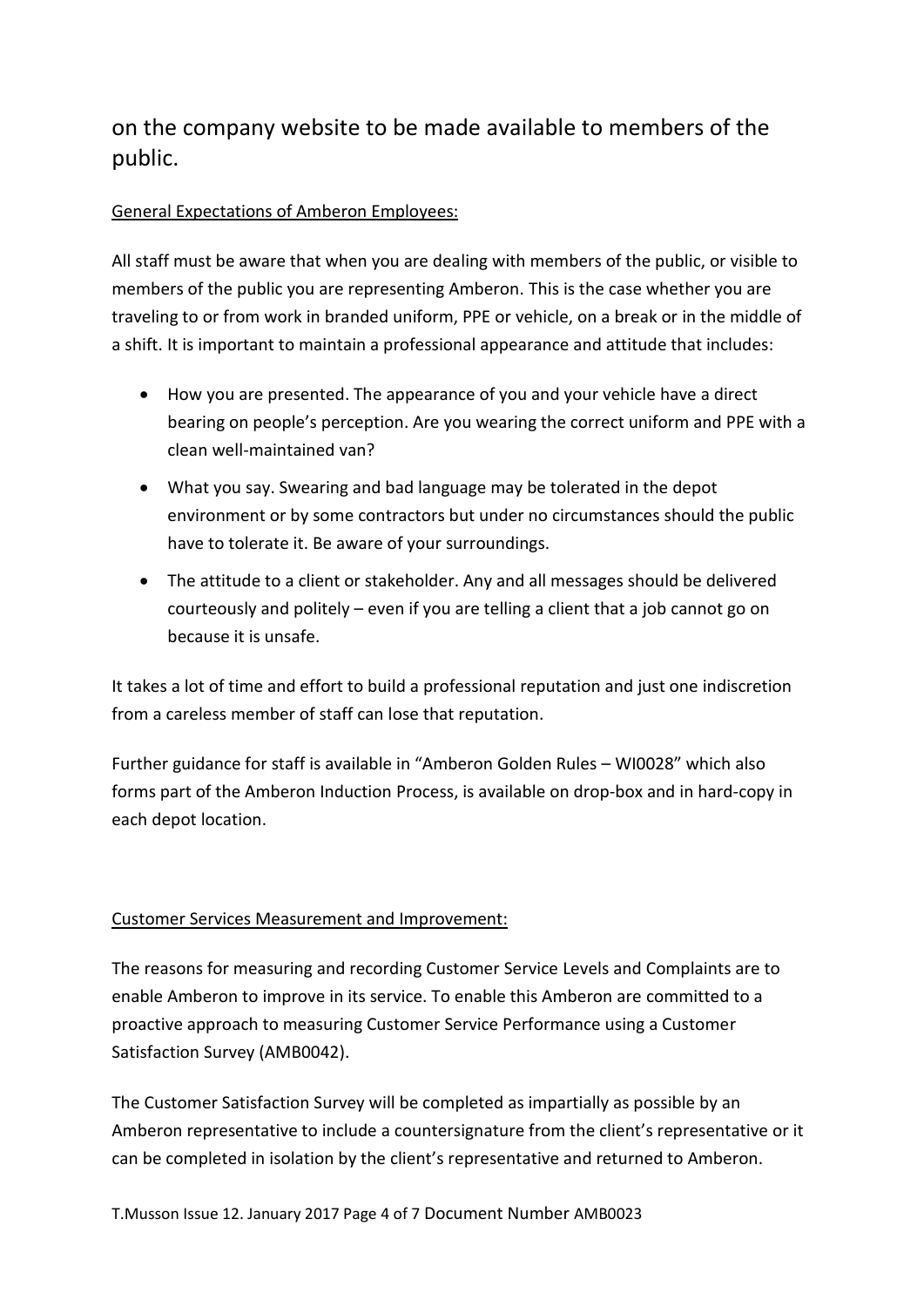on the company website to be made available to members of the public.

General Expectations of Amberon Employees:

All staff must be aware that when you are dealing with members of the public, or visible to members of the public you are representing Amberon. This is the case whether you are traveling to or from work in branded uniform, PPE or vehicle, on a break or in the middle of a shift. It is important to maintain a professional appearance and attitude that includes:

- How you are presented. The appearance of you and your vehicle have a direct bearing on people's perception. Are you wearing the correct uniform and PPE with a clean well-maintained van?
- What you say. Swearing and bad language may be tolerated in the depot environment or by some contractors but under no circumstances should the public have to tolerate it. Be aware of your surroundings.
- The attitude to a client or stakeholder. Any and all messages should be delivered courteously and politely – even if you are telling a client that a job cannot go on because it is unsafe.

It takes a lot of time and effort to build a professional reputation and just one indiscretion from a careless member of staff can lose that reputation.

Further guidance for staff is available in "Amberon Golden Rules – WI0028" which also forms part of the Amberon Induction Process, is available on drop-box and in hard-copy in each depot location.

Customer Services Measurement and Improvement:

The reasons for measuring and recording Customer Service Levels and Complaints are to enable Amberon to improve in its service. To enable this Amberon are committed to a proactive approach to measuring Customer Service Performance using a Customer Satisfaction Survey (AMB0042).

The Customer Satisfaction Survey will be completed as impartially as possible by an Amberon representative to include a countersignature from the client's representative or it can be completed in isolation by the client's representative and returned to Amberon.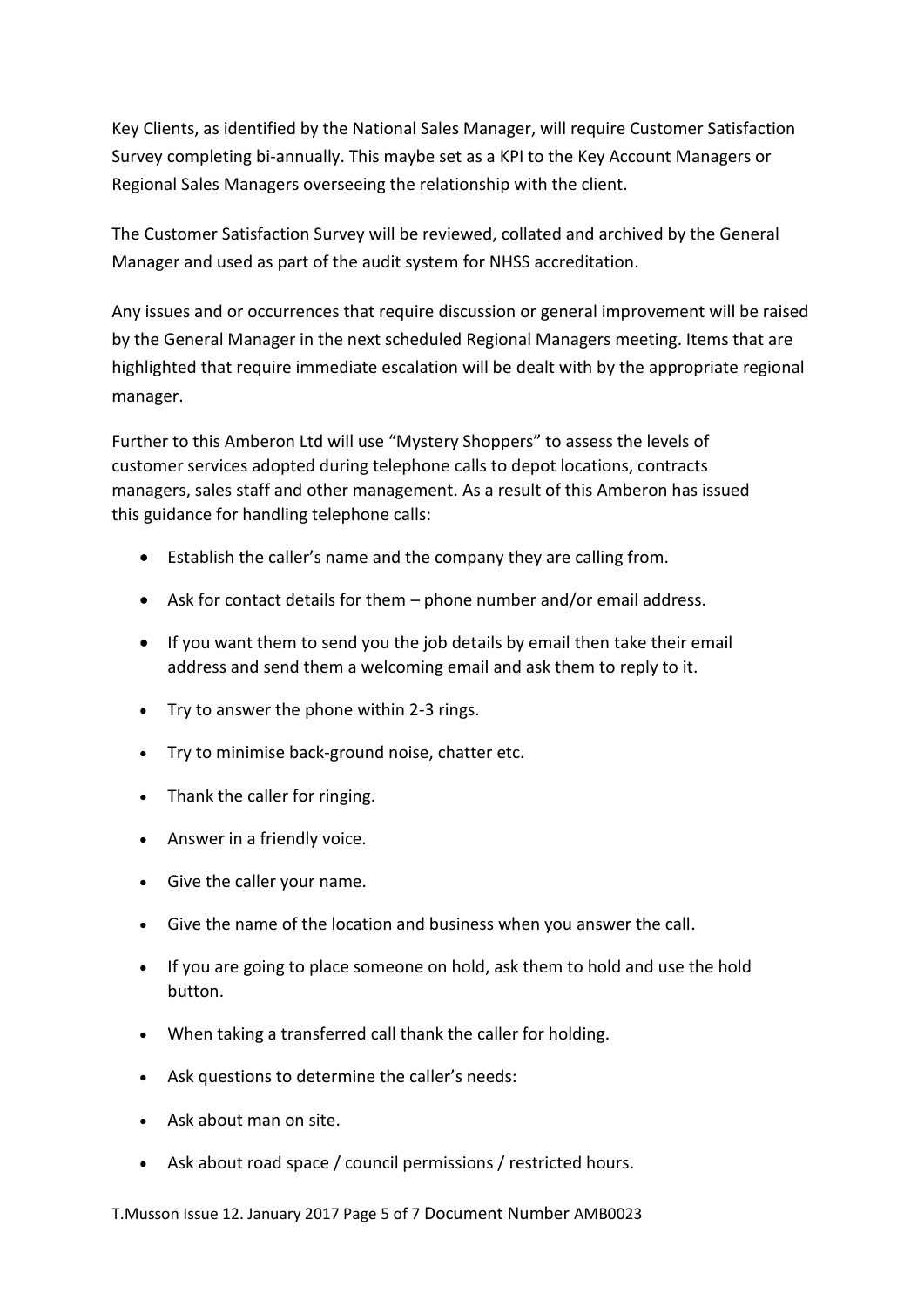Key Clients, as identified by the National Sales Manager, will require Customer Satisfaction Survey completing bi-annually. This maybe set as a KPI to the Key Account Managers or Regional Sales Managers overseeing the relationship with the client.

The Customer Satisfaction Survey will be reviewed, collated and archived by the General Manager and used as part of the audit system for NHSS accreditation.

Any issues and or occurrences that require discussion or general improvement will be raised by the General Manager in the next scheduled Regional Managers meeting. Items that are highlighted that require immediate escalation will be dealt with by the appropriate regional manager.

Further to this Amberon Ltd will use "Mystery Shoppers" to assess the levels of customer services adopted during telephone calls to depot locations, contracts managers, sales staff and other management. As a result of this Amberon has issued this guidance for handling telephone calls:

- Establish the caller's name and the company they are calling from.
- Ask for contact details for them – phone number and/or email address.
- If you want them to send you the job details by email then take their email address and send them a welcoming email and ask them to reply to it.
- Try to answer the phone within 2-3 rings.
- Try to minimise back-ground noise, chatter etc.
- Thank the caller for ringing.
- Answer in a friendly voice.
- Give the caller your name.
- Give the name of the location and business when you answer the call.
- If you are going to place someone on hold, ask them to hold and use the hold button.
- When taking a transferred call thank the caller for holding.
- Ask questions to determine the caller's needs:
- Ask about man on site.
- Ask about road space / council permissions / restricted hours.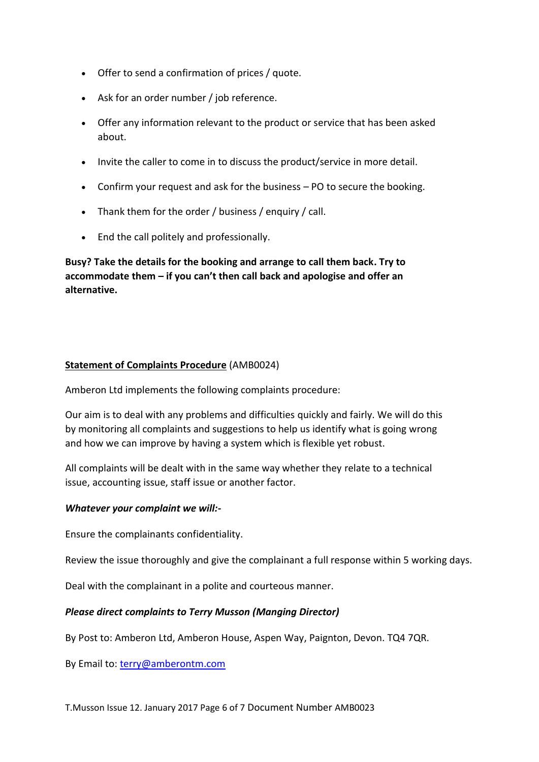- Offer to send a confirmation of prices / quote.
- Ask for an order number / job reference.
- Offer any information relevant to the product or service that has been asked about.
- Invite the caller to come in to discuss the product/service in more detail.
- Confirm your request and ask for the business – PO to secure the booking.
- Thank them for the order / business / enquiry / call.
- End the call politely and professionally.

**Busy? Take the details for the booking and arrange to call them back. Try to accommodate them – if you can't then call back and apologise and offer an alternative.**

**Statement of Complaints Procedure** (AMB0024)

Amberon Ltd implements the following complaints procedure:

Our aim is to deal with any problems and difficulties quickly and fairly. We will do this by monitoring all complaints and suggestions to help us identify what is going wrong and how we can improve by having a system which is flexible yet robust.

All complaints will be dealt with in the same way whether they relate to a technical issue, accounting issue, staff issue or another factor.

***Whatever your complaint we will:-***

Ensure the complainants confidentiality.

Review the issue thoroughly and give the complainant a full response within 5 working days.

Deal with the complainant in a polite and courteous manner.

***Please direct complaints to Terry Musson (Manging Director)***

By Post to: Amberon Ltd, Amberon House, Aspen Way, Paignton, Devon. TQ4 7QR.

By Email to: terry@amberontm.com

T.Musson Issue 12. January 2017 Document Number AMB0023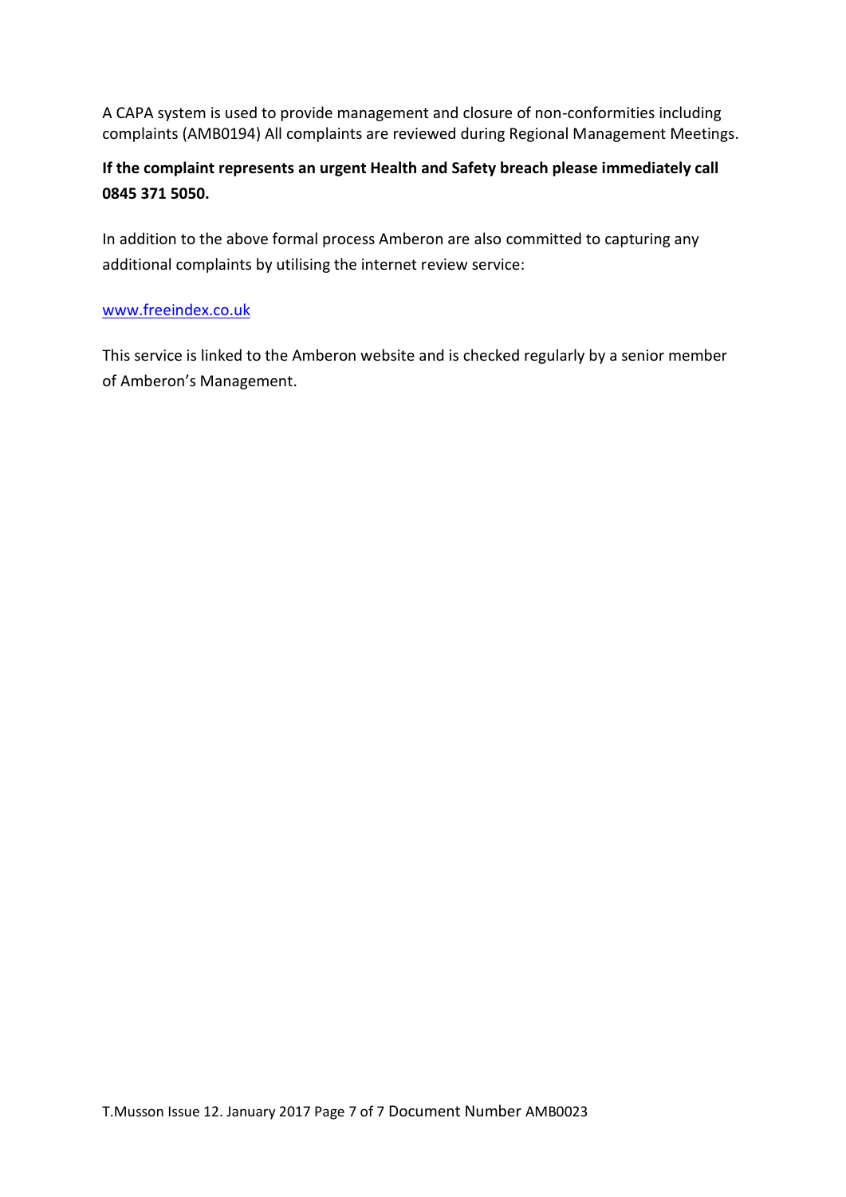A CAPA system is used to provide management and closure of non-conformities including complaints (AMB0194) All complaints are reviewed during Regional Management Meetings.

**If the complaint represents an urgent Health and Safety breach please immediately call 0845 371 5050.**

In addition to the above formal process Amberon are also committed to capturing any additional complaints by utilising the internet review service:

[www.freeindex.co.uk](http://www.freeindex.co.uk)

This service is linked to the Amberon website and is checked regularly by a senior member of Amberon's Management.